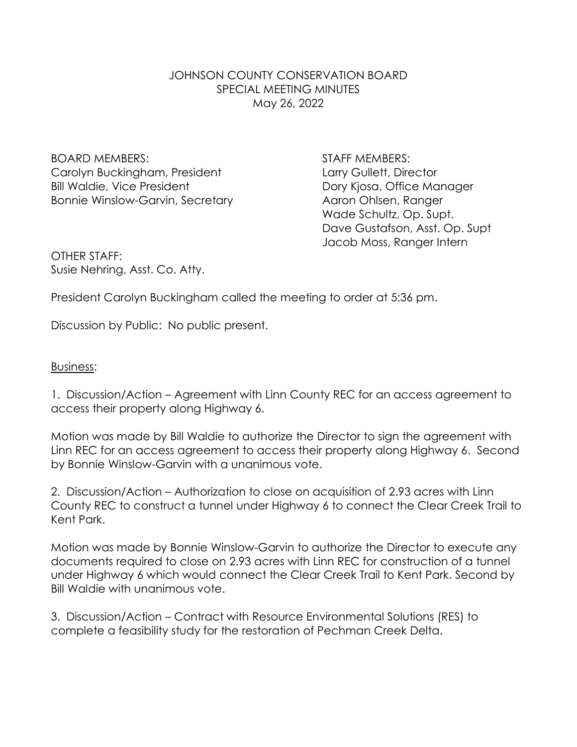JOHNSON COUNTY CONSERVATION BOARD
SPECIAL MEETING MINUTES
May 26, 2022

BOARD MEMBERS:
Carolyn Buckingham, President
Bill Waldie, Vice President
Bonnie Winslow-Garvin, Secretary

STAFF MEMBERS:
Larry Gullett, Director
Dory Kjosa, Office Manager
Aaron Ohlsen, Ranger
Wade Schultz, Op. Supt.
Dave Gustafson, Asst. Op. Supt
Jacob Moss, Ranger Intern

OTHER STAFF:
Susie Nehring, Asst. Co. Atty.

President Carolyn Buckingham called the meeting to order at 5:36 pm.

Discussion by Public: No public present.

Business:

1. Discussion/Action – Agreement with Linn County REC for an access agreement to access their property along Highway 6.

Motion was made by Bill Waldie to authorize the Director to sign the agreement with Linn REC for an access agreement to access their property along Highway 6. Second by Bonnie Winslow-Garvin with a unanimous vote.

2. Discussion/Action – Authorization to close on acquisition of 2.93 acres with Linn County REC to construct a tunnel under Highway 6 to connect the Clear Creek Trail to Kent Park.

Motion was made by Bonnie Winslow-Garvin to authorize the Director to execute any documents required to close on 2.93 acres with Linn REC for construction of a tunnel under Highway 6 which would connect the Clear Creek Trail to Kent Park. Second by Bill Waldie with unanimous vote.

3. Discussion/Action – Contract with Resource Environmental Solutions (RES) to complete a feasibility study for the restoration of Pechman Creek Delta.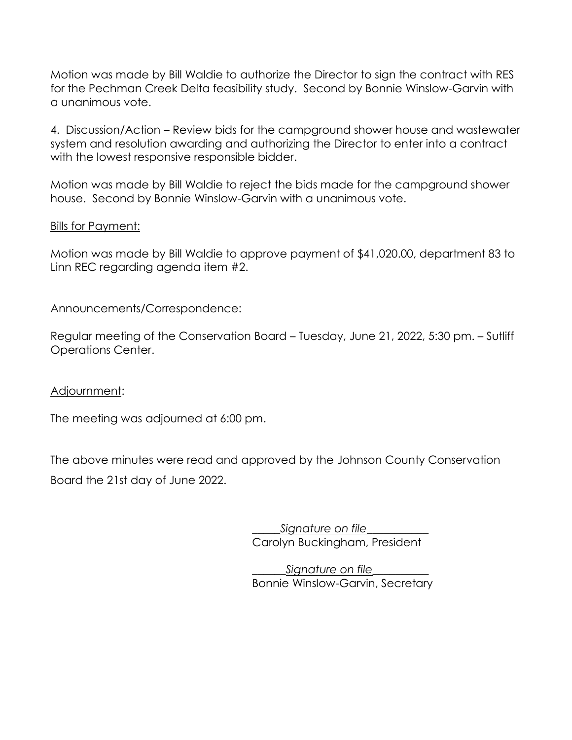Motion was made by Bill Waldie to authorize the Director to sign the contract with RES for the Pechman Creek Delta feasibility study. Second by Bonnie Winslow-Garvin with a unanimous vote.

4. Discussion/Action – Review bids for the campground shower house and wastewater system and resolution awarding and authorizing the Director to enter into a contract with the lowest responsive responsible bidder.

Motion was made by Bill Waldie to reject the bids made for the campground shower house. Second by Bonnie Winslow-Garvin with a unanimous vote.

Bills for Payment:

Motion was made by Bill Waldie to approve payment of $41,020.00, department 83 to Linn REC regarding agenda item #2.

Announcements/Correspondence:

Regular meeting of the Conservation Board – Tuesday, June 21, 2022, 5:30 pm. – Sutliff Operations Center.

Adjournment:

The meeting was adjourned at 6:00 pm.

The above minutes were read and approved by the Johnson County Conservation Board the 21st day of June 2022.

_____*Signature on file*__________
Carolyn Buckingham, President

______*Signature on file*_________
Bonnie Winslow-Garvin, Secretary